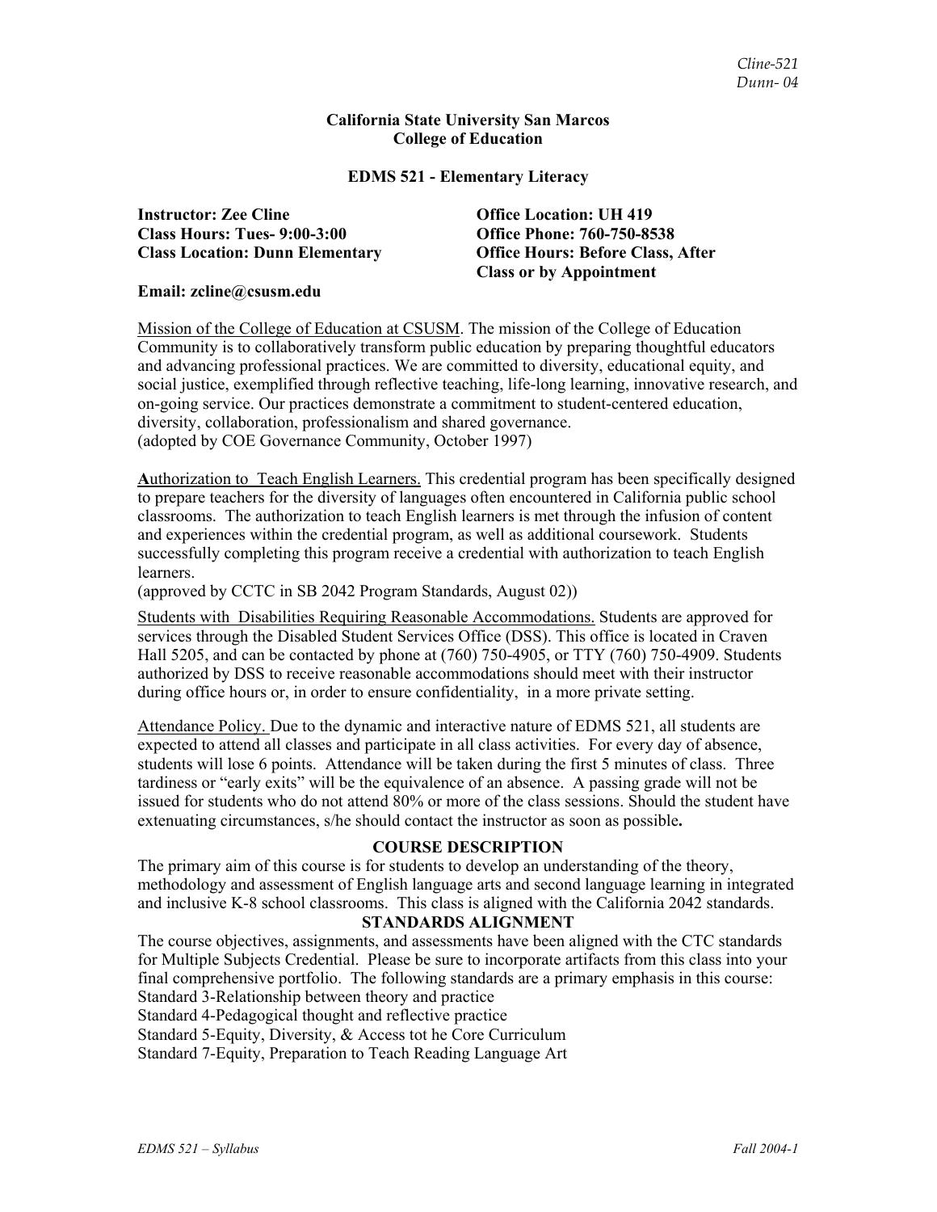**California State University San Marcos**
**College of Education**

**EDMS 521 - Elementary Literacy**

**Instructor: Zee Cline**
**Class Hours: Tues- 9:00-3:00**
**Class Location: Dunn Elementary**

**Office Location: UH 419**
**Office Phone: 760-750-8538**
**Office Hours: Before Class, After Class or by Appointment**

**Email: zcline@csusm.edu**

Mission of the College of Education at CSUSM. The mission of the College of Education Community is to collaboratively transform public education by preparing thoughtful educators and advancing professional practices. We are committed to diversity, educational equity, and social justice, exemplified through reflective teaching, life-long learning, innovative research, and on-going service. Our practices demonstrate a commitment to student-centered education, diversity, collaboration, professionalism and shared governance.
(adopted by COE Governance Community, October 1997)

**A**uthorization to Teach English Learners. This credential program has been specifically designed to prepare teachers for the diversity of languages often encountered in California public school classrooms. The authorization to teach English learners is met through the infusion of content and experiences within the credential program, as well as additional coursework. Students successfully completing this program receive a credential with authorization to teach English learners.
(approved by CCTC in SB 2042 Program Standards, August 02))

Students with Disabilities Requiring Reasonable Accommodations. Students are approved for services through the Disabled Student Services Office (DSS). This office is located in Craven Hall 5205, and can be contacted by phone at (760) 750-4905, or TTY (760) 750-4909. Students authorized by DSS to receive reasonable accommodations should meet with their instructor during office hours or, in order to ensure confidentiality, in a more private setting.

Attendance Policy. Due to the dynamic and interactive nature of EDMS 521, all students are expected to attend all classes and participate in all class activities. For every day of absence, students will lose 6 points. Attendance will be taken during the first 5 minutes of class. Three tardiness or "early exits" will be the equivalence of an absence. A passing grade will not be issued for students who do not attend 80% or more of the class sessions. Should the student have extenuating circumstances, s/he should contact the instructor as soon as possible**.**

## COURSE DESCRIPTION

The primary aim of this course is for students to develop an understanding of the theory, methodology and assessment of English language arts and second language learning in integrated and inclusive K-8 school classrooms. This class is aligned with the California 2042 standards.

## STANDARDS ALIGNMENT

The course objectives, assignments, and assessments have been aligned with the CTC standards for Multiple Subjects Credential. Please be sure to incorporate artifacts from this class into your final comprehensive portfolio. The following standards are a primary emphasis in this course:
Standard 3-Relationship between theory and practice
Standard 4-Pedagogical thought and reflective practice
Standard 5-Equity, Diversity, & Access tot he Core Curriculum
Standard 7-Equity, Preparation to Teach Reading Language Art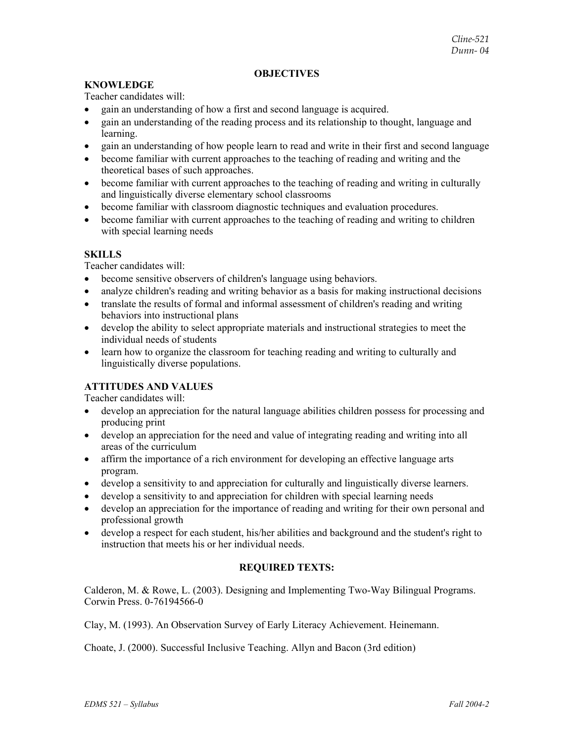## OBJECTIVES

### KNOWLEDGE

Teacher candidates will:

- gain an understanding of how a first and second language is acquired.
- gain an understanding of the reading process and its relationship to thought, language and learning.
- gain an understanding of how people learn to read and write in their first and second language
- become familiar with current approaches to the teaching of reading and writing and the theoretical bases of such approaches.
- become familiar with current approaches to the teaching of reading and writing in culturally and linguistically diverse elementary school classrooms
- become familiar with classroom diagnostic techniques and evaluation procedures.
- become familiar with current approaches to the teaching of reading and writing to children with special learning needs

### SKILLS

Teacher candidates will:

- become sensitive observers of children's language using behaviors.
- analyze children's reading and writing behavior as a basis for making instructional decisions
- translate the results of formal and informal assessment of children's reading and writing behaviors into instructional plans
- develop the ability to select appropriate materials and instructional strategies to meet the individual needs of students
- learn how to organize the classroom for teaching reading and writing to culturally and linguistically diverse populations.

### ATTITUDES AND VALUES

Teacher candidates will:

- develop an appreciation for the natural language abilities children possess for processing and producing print
- develop an appreciation for the need and value of integrating reading and writing into all areas of the curriculum
- affirm the importance of a rich environment for developing an effective language arts program.
- develop a sensitivity to and appreciation for culturally and linguistically diverse learners.
- develop a sensitivity to and appreciation for children with special learning needs
- develop an appreciation for the importance of reading and writing for their own personal and professional growth
- develop a respect for each student, his/her abilities and background and the student's right to instruction that meets his or her individual needs.

## REQUIRED TEXTS:

Calderon, M. & Rowe, L. (2003). Designing and Implementing Two-Way Bilingual Programs. Corwin Press. 0-76194566-0

Clay, M. (1993). An Observation Survey of Early Literacy Achievement. Heinemann.

Choate, J. (2000). Successful Inclusive Teaching. Allyn and Bacon (3rd edition)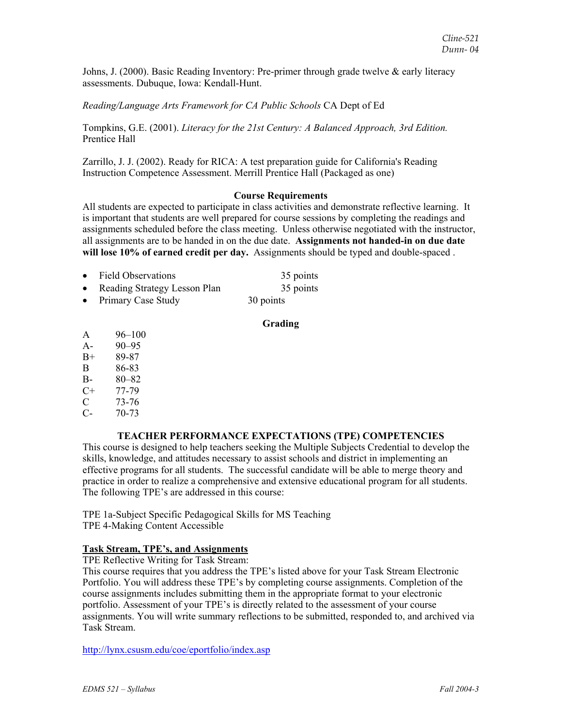Johns, J. (2000). Basic Reading Inventory: Pre-primer through grade twelve & early literacy assessments. Dubuque, Iowa: Kendall-Hunt.

*Reading/Language Arts Framework for CA Public Schools* CA Dept of Ed

Tompkins, G.E. (2001). *Literacy for the 21st Century: A Balanced Approach, 3rd Edition.* Prentice Hall

Zarrillo, J. J. (2002). Ready for RICA: A test preparation guide for California's Reading Instruction Competence Assessment. Merrill Prentice Hall (Packaged as one)

## Course Requirements

All students are expected to participate in class activities and demonstrate reflective learning. It is important that students are well prepared for course sessions by completing the readings and assignments scheduled before the class meeting. Unless otherwise negotiated with the instructor, all assignments are to be handed in on the due date. **Assignments not handed-in on due date will lose 10% of earned credit per day.** Assignments should be typed and double-spaced .

- Field Observations 35 points
- Reading Strategy Lesson Plan 35 points
- Primary Case Study 30 points

## Grading

| | |
|---|---|
| A | 96–100 |
| A- | 90–95 |
| B+ | 89-87 |
| B | 86-83 |
| B- | 80–82 |
| C+ | 77-79 |
| C | 73-76 |
| C- | 70-73 |

## TEACHER PERFORMANCE EXPECTATIONS (TPE) COMPETENCIES

This course is designed to help teachers seeking the Multiple Subjects Credential to develop the skills, knowledge, and attitudes necessary to assist schools and district in implementing an effective programs for all students. The successful candidate will be able to merge theory and practice in order to realize a comprehensive and extensive educational program for all students. The following TPE's are addressed in this course:

TPE 1a-Subject Specific Pedagogical Skills for MS Teaching
TPE 4-Making Content Accessible

### Task Stream, TPE's, and Assignments

TPE Reflective Writing for Task Stream:
This course requires that you address the TPE's listed above for your Task Stream Electronic Portfolio. You will address these TPE's by completing course assignments. Completion of the course assignments includes submitting them in the appropriate format to your electronic portfolio. Assessment of your TPE's is directly related to the assessment of your course assignments. You will write summary reflections to be submitted, responded to, and archived via Task Stream.

http://lynx.csusm.edu/coe/eportfolio/index.asp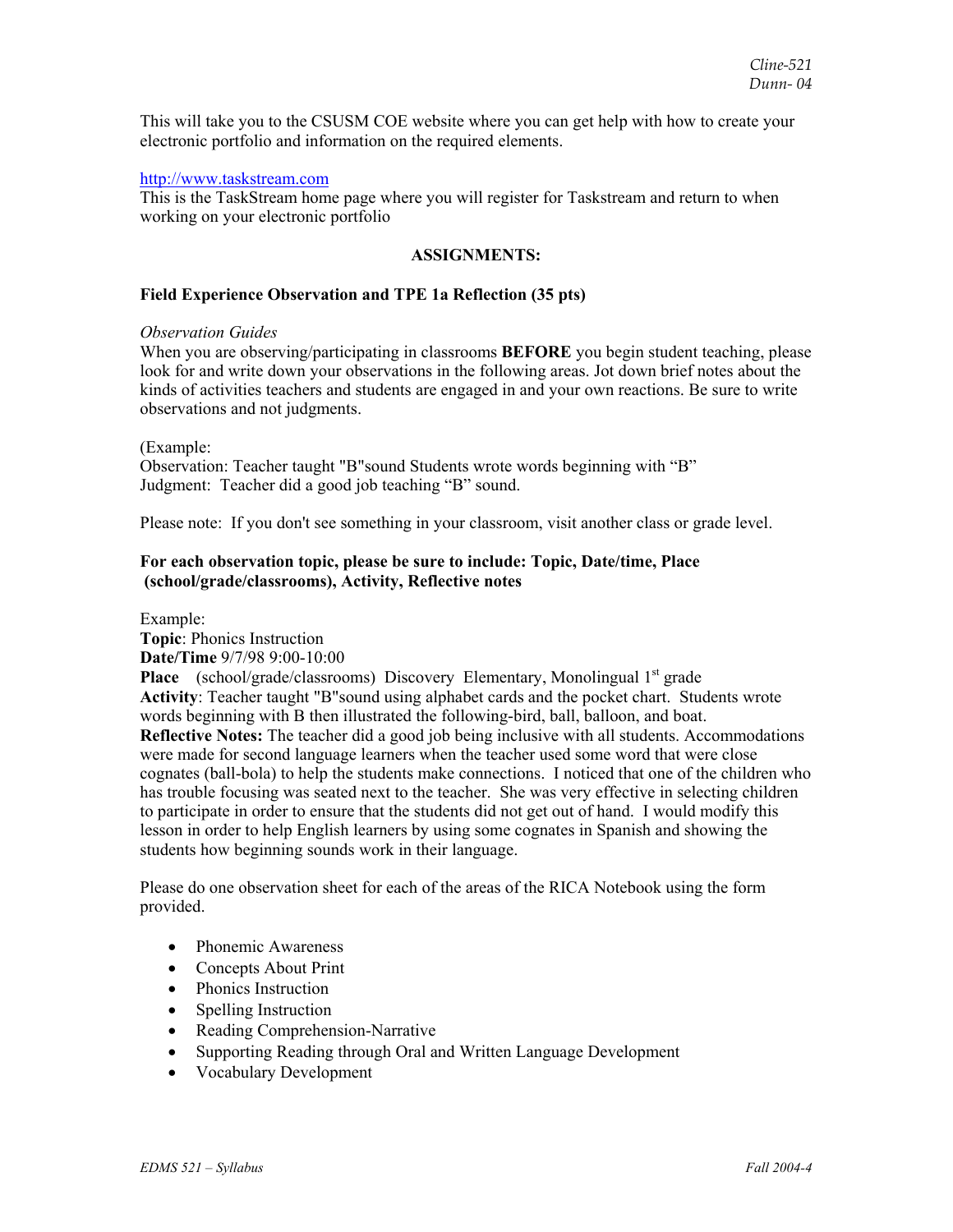This will take you to the CSUSM COE website where you can get help with how to create your electronic portfolio and information on the required elements.

http://www.taskstream.com
This is the TaskStream home page where you will register for Taskstream and return to when working on your electronic portfolio

## ASSIGNMENTS:

### Field Experience Observation and TPE 1a Reflection (35 pts)

*Observation Guides*
When you are observing/participating in classrooms **BEFORE** you begin student teaching, please look for and write down your observations in the following areas. Jot down brief notes about the kinds of activities teachers and students are engaged in and your own reactions. Be sure to write observations and not judgments.

(Example:
Observation: Teacher taught "B"sound Students wrote words beginning with "B"
Judgment: Teacher did a good job teaching "B" sound.

Please note: If you don't see something in your classroom, visit another class or grade level.

**For each observation topic, please be sure to include: Topic, Date/time, Place (school/grade/classrooms), Activity, Reflective notes**

Example:
**Topic**: Phonics Instruction
**Date/Time** 9/7/98 9:00-10:00
**Place** (school/grade/classrooms) Discovery Elementary, Monolingual 1st grade
**Activity**: Teacher taught "B"sound using alphabet cards and the pocket chart. Students wrote words beginning with B then illustrated the following-bird, ball, balloon, and boat.
**Reflective Notes:** The teacher did a good job being inclusive with all students. Accommodations were made for second language learners when the teacher used some word that were close cognates (ball-bola) to help the students make connections. I noticed that one of the children who has trouble focusing was seated next to the teacher. She was very effective in selecting children to participate in order to ensure that the students did not get out of hand. I would modify this lesson in order to help English learners by using some cognates in Spanish and showing the students how beginning sounds work in their language.

Please do one observation sheet for each of the areas of the RICA Notebook using the form provided.

- Phonemic Awareness
- Concepts About Print
- Phonics Instruction
- Spelling Instruction
- Reading Comprehension-Narrative
- Supporting Reading through Oral and Written Language Development
- Vocabulary Development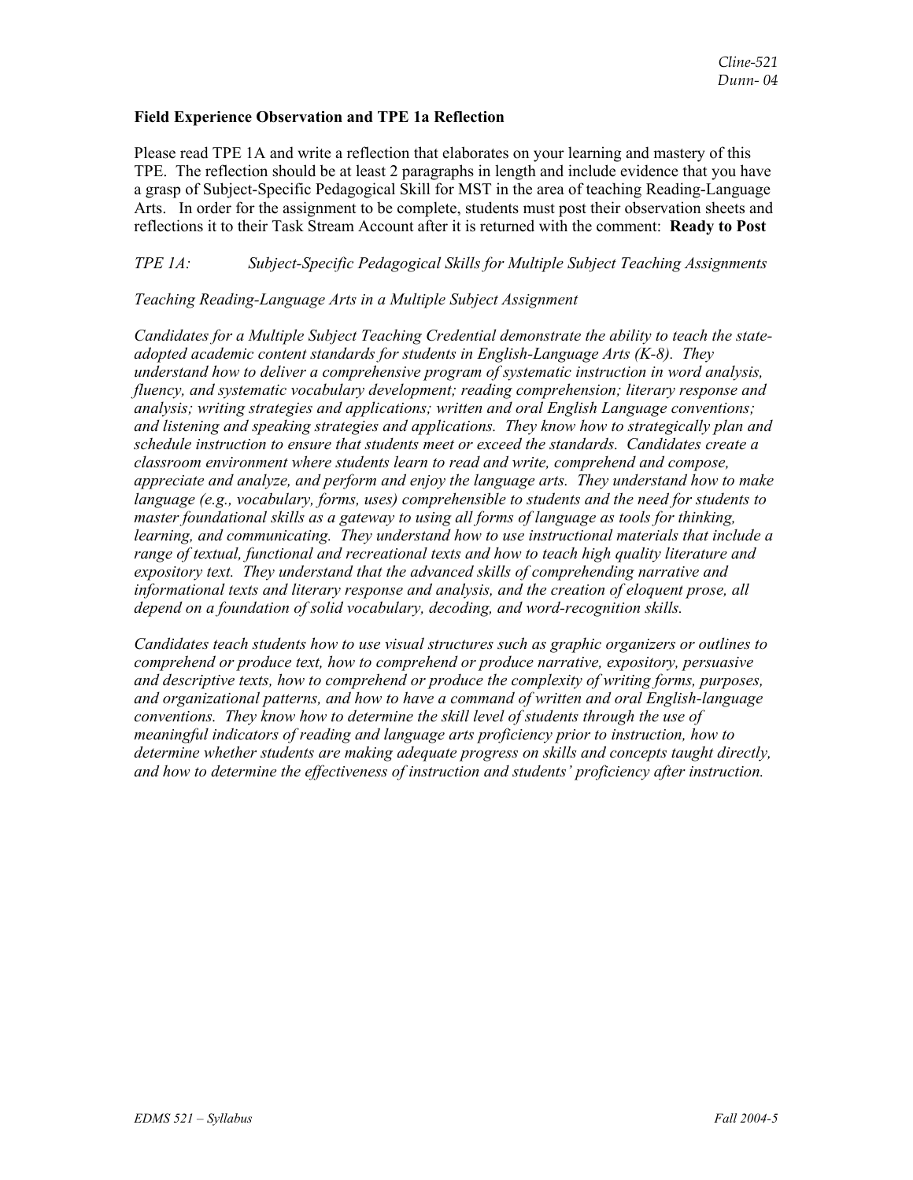**Field Experience Observation and TPE 1a Reflection**

Please read TPE 1A and write a reflection that elaborates on your learning and mastery of this TPE. The reflection should be at least 2 paragraphs in length and include evidence that you have a grasp of Subject-Specific Pedagogical Skill for MST in the area of teaching Reading-Language Arts. In order for the assignment to be complete, students must post their observation sheets and reflections it to their Task Stream Account after it is returned with the comment: **Ready to Post**

*TPE 1A: Subject-Specific Pedagogical Skills for Multiple Subject Teaching Assignments*

*Teaching Reading-Language Arts in a Multiple Subject Assignment*

*Candidates for a Multiple Subject Teaching Credential demonstrate the ability to teach the state-adopted academic content standards for students in English-Language Arts (K-8). They understand how to deliver a comprehensive program of systematic instruction in word analysis, fluency, and systematic vocabulary development; reading comprehension; literary response and analysis; writing strategies and applications; written and oral English Language conventions; and listening and speaking strategies and applications. They know how to strategically plan and schedule instruction to ensure that students meet or exceed the standards. Candidates create a classroom environment where students learn to read and write, comprehend and compose, appreciate and analyze, and perform and enjoy the language arts. They understand how to make language (e.g., vocabulary, forms, uses) comprehensible to students and the need for students to master foundational skills as a gateway to using all forms of language as tools for thinking, learning, and communicating. They understand how to use instructional materials that include a range of textual, functional and recreational texts and how to teach high quality literature and expository text. They understand that the advanced skills of comprehending narrative and informational texts and literary response and analysis, and the creation of eloquent prose, all depend on a foundation of solid vocabulary, decoding, and word-recognition skills.*

*Candidates teach students how to use visual structures such as graphic organizers or outlines to comprehend or produce text, how to comprehend or produce narrative, expository, persuasive and descriptive texts, how to comprehend or produce the complexity of writing forms, purposes, and organizational patterns, and how to have a command of written and oral English-language conventions. They know how to determine the skill level of students through the use of meaningful indicators of reading and language arts proficiency prior to instruction, how to determine whether students are making adequate progress on skills and concepts taught directly, and how to determine the effectiveness of instruction and students' proficiency after instruction.*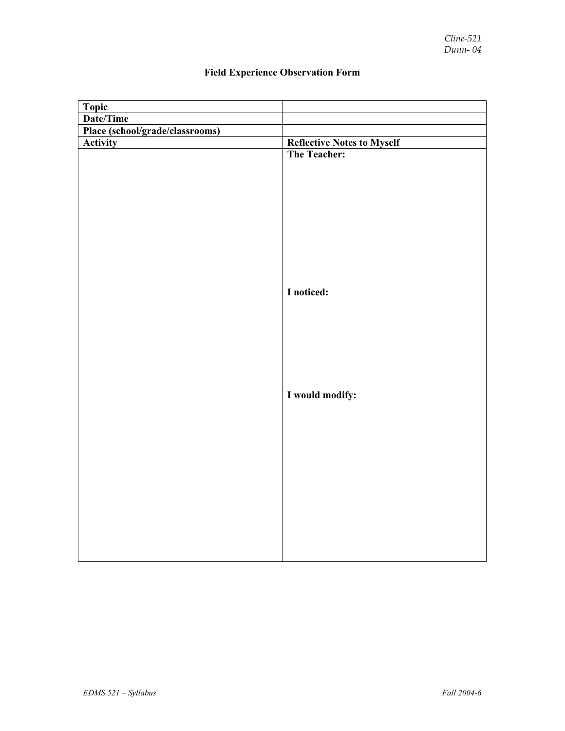## Field Experience Observation Form

| **Topic** | |
|---|---|
| **Date/Time** | |
| **Place (school/grade/classrooms)** | |
| **Activity** | **Reflective Notes to Myself** |
| | **The Teacher:**<br><br>**I noticed:**<br><br>**I would modify:** |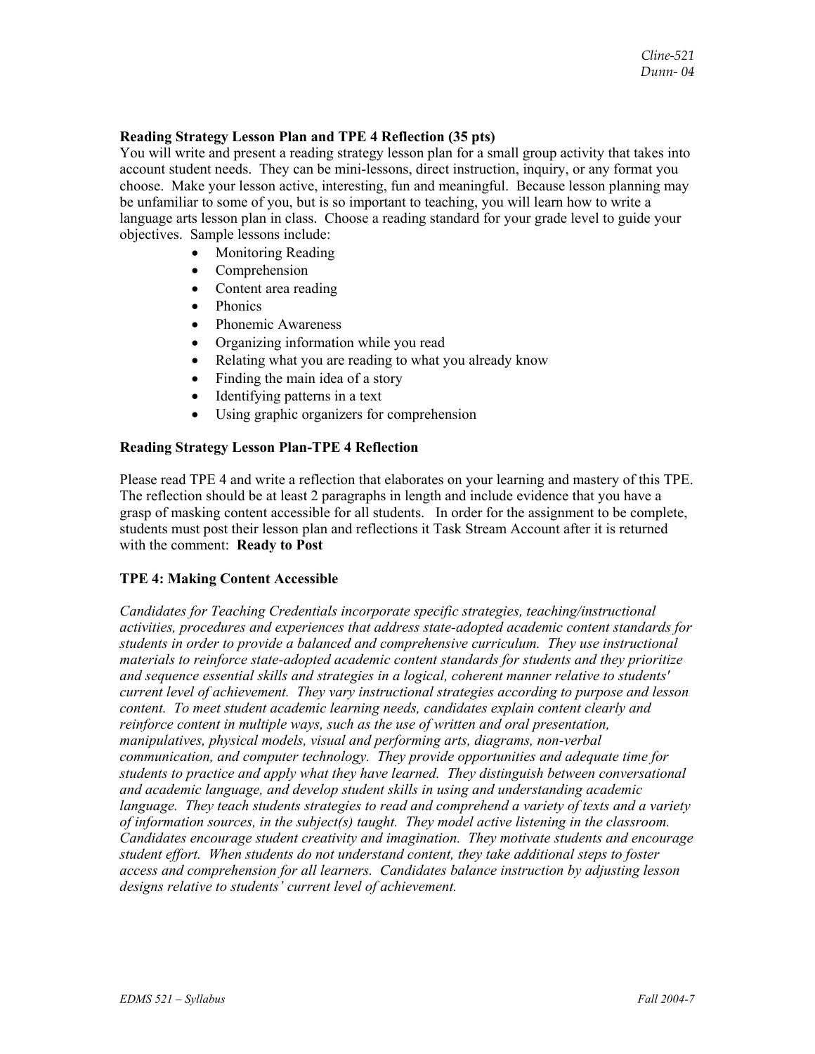### Reading Strategy Lesson Plan and TPE 4 Reflection (35 pts)

You will write and present a reading strategy lesson plan for a small group activity that takes into account student needs. They can be mini-lessons, direct instruction, inquiry, or any format you choose. Make your lesson active, interesting, fun and meaningful. Because lesson planning may be unfamiliar to some of you, but is so important to teaching, you will learn how to write a language arts lesson plan in class. Choose a reading standard for your grade level to guide your objectives. Sample lessons include:

- Monitoring Reading
- Comprehension
- Content area reading
- Phonics
- Phonemic Awareness
- Organizing information while you read
- Relating what you are reading to what you already know
- Finding the main idea of a story
- Identifying patterns in a text
- Using graphic organizers for comprehension

### Reading Strategy Lesson Plan-TPE 4 Reflection

Please read TPE 4 and write a reflection that elaborates on your learning and mastery of this TPE. The reflection should be at least 2 paragraphs in length and include evidence that you have a grasp of masking content accessible for all students. In order for the assignment to be complete, students must post their lesson plan and reflections it Task Stream Account after it is returned with the comment: **Ready to Post**

### TPE 4: Making Content Accessible

*Candidates for Teaching Credentials incorporate specific strategies, teaching/instructional activities, procedures and experiences that address state-adopted academic content standards for students in order to provide a balanced and comprehensive curriculum. They use instructional materials to reinforce state-adopted academic content standards for students and they prioritize and sequence essential skills and strategies in a logical, coherent manner relative to students' current level of achievement. They vary instructional strategies according to purpose and lesson content. To meet student academic learning needs, candidates explain content clearly and reinforce content in multiple ways, such as the use of written and oral presentation, manipulatives, physical models, visual and performing arts, diagrams, non-verbal communication, and computer technology. They provide opportunities and adequate time for students to practice and apply what they have learned. They distinguish between conversational and academic language, and develop student skills in using and understanding academic language. They teach students strategies to read and comprehend a variety of texts and a variety of information sources, in the subject(s) taught. They model active listening in the classroom. Candidates encourage student creativity and imagination. They motivate students and encourage student effort. When students do not understand content, they take additional steps to foster access and comprehension for all learners. Candidates balance instruction by adjusting lesson designs relative to students' current level of achievement.*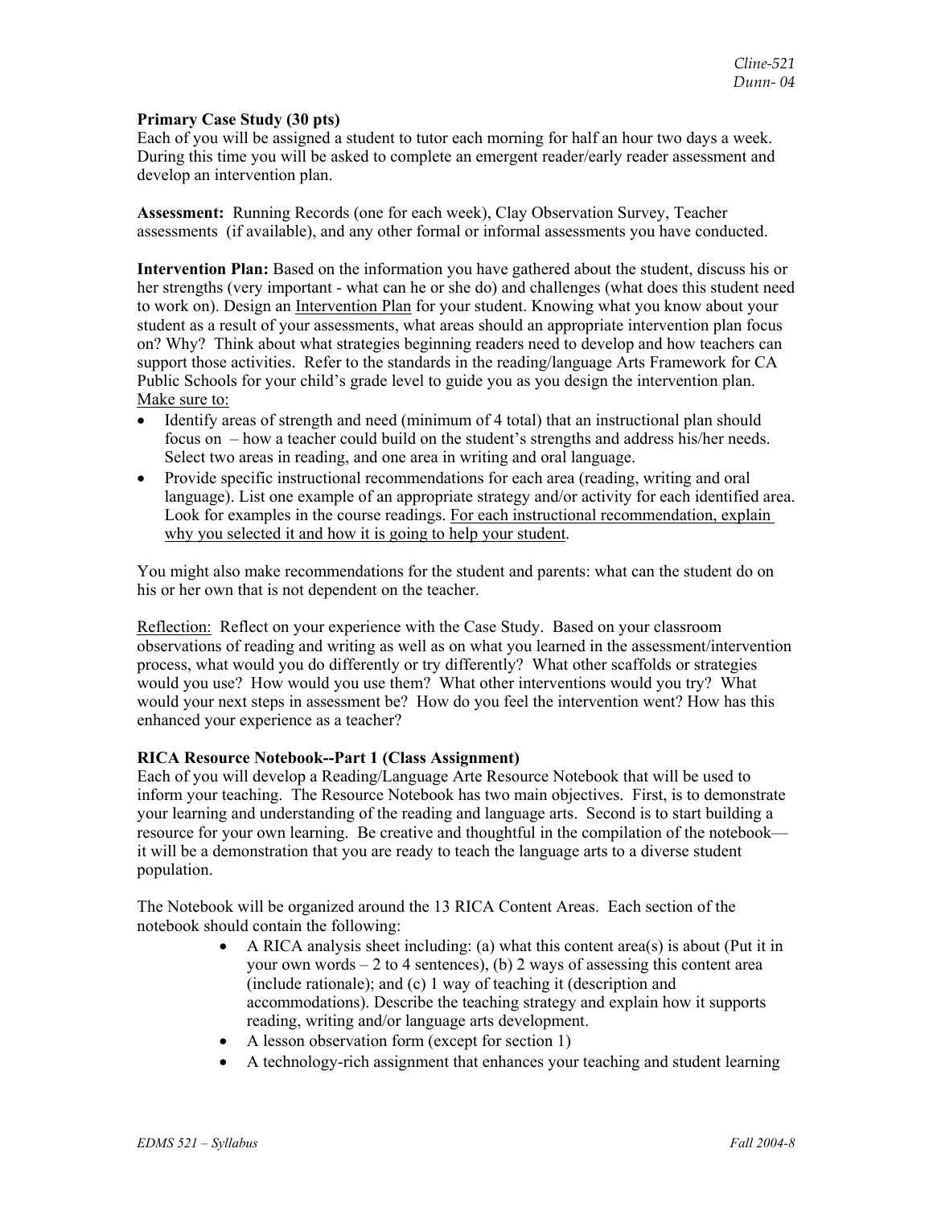**Primary Case Study (30 pts)**
Each of you will be assigned a student to tutor each morning for half an hour two days a week. During this time you will be asked to complete an emergent reader/early reader assessment and develop an intervention plan.

**Assessment:** Running Records (one for each week), Clay Observation Survey, Teacher assessments (if available), and any other formal or informal assessments you have conducted.

**Intervention Plan:** Based on the information you have gathered about the student, discuss his or her strengths (very important - what can he or she do) and challenges (what does this student need to work on). Design an <u>Intervention Plan</u> for your student. Knowing what you know about your student as a result of your assessments, what areas should an appropriate intervention plan focus on? Why? Think about what strategies beginning readers need to develop and how teachers can support those activities. Refer to the standards in the reading/language Arts Framework for CA Public Schools for your child's grade level to guide you as you design the intervention plan. <u>Make sure to:</u>

- Identify areas of strength and need (minimum of 4 total) that an instructional plan should focus on – how a teacher could build on the student's strengths and address his/her needs. Select two areas in reading, and one area in writing and oral language.
- Provide specific instructional recommendations for each area (reading, writing and oral language). List one example of an appropriate strategy and/or activity for each identified area. Look for examples in the course readings. <u>For each instructional recommendation, explain why you selected it and how it is going to help your student</u>.

You might also make recommendations for the student and parents: what can the student do on his or her own that is not dependent on the teacher.

<u>Reflection:</u> Reflect on your experience with the Case Study. Based on your classroom observations of reading and writing as well as on what you learned in the assessment/intervention process, what would you do differently or try differently? What other scaffolds or strategies would you use? How would you use them? What other interventions would you try? What would your next steps in assessment be? How do you feel the intervention went? How has this enhanced your experience as a teacher?

**RICA Resource Notebook--Part 1 (Class Assignment)**
Each of you will develop a Reading/Language Arte Resource Notebook that will be used to inform your teaching. The Resource Notebook has two main objectives. First, is to demonstrate your learning and understanding of the reading and language arts. Second is to start building a resource for your own learning. Be creative and thoughtful in the compilation of the notebook—it will be a demonstration that you are ready to teach the language arts to a diverse student population.

The Notebook will be organized around the 13 RICA Content Areas. Each section of the notebook should contain the following:

- A RICA analysis sheet including: (a) what this content area(s) is about (Put it in your own words – 2 to 4 sentences), (b) 2 ways of assessing this content area (include rationale); and (c) 1 way of teaching it (description and accommodations). Describe the teaching strategy and explain how it supports reading, writing and/or language arts development.
- A lesson observation form (except for section 1)
- A technology-rich assignment that enhances your teaching and student learning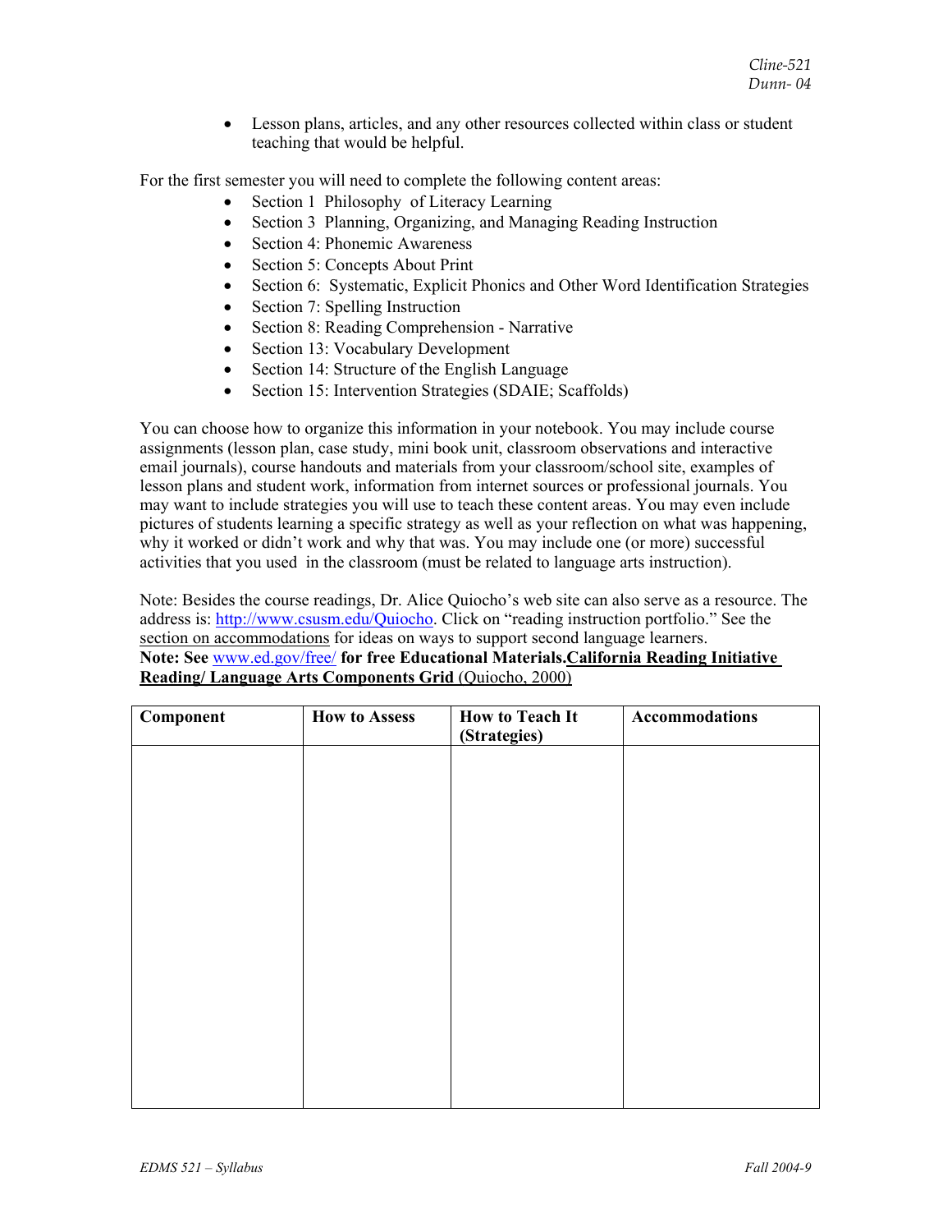- Lesson plans, articles, and any other resources collected within class or student teaching that would be helpful.

For the first semester you will need to complete the following content areas:

- Section 1 Philosophy of Literacy Learning
- Section 3 Planning, Organizing, and Managing Reading Instruction
- Section 4: Phonemic Awareness
- Section 5: Concepts About Print
- Section 6: Systematic, Explicit Phonics and Other Word Identification Strategies
- Section 7: Spelling Instruction
- Section 8: Reading Comprehension - Narrative
- Section 13: Vocabulary Development
- Section 14: Structure of the English Language
- Section 15: Intervention Strategies (SDAIE; Scaffolds)

You can choose how to organize this information in your notebook. You may include course assignments (lesson plan, case study, mini book unit, classroom observations and interactive email journals), course handouts and materials from your classroom/school site, examples of lesson plans and student work, information from internet sources or professional journals. You may want to include strategies you will use to teach these content areas. You may even include pictures of students learning a specific strategy as well as your reflection on what was happening, why it worked or didn't work and why that was. You may include one (or more) successful activities that you used in the classroom (must be related to language arts instruction).

Note: Besides the course readings, Dr. Alice Quiocho's web site can also serve as a resource. The address is: http://www.csusm.edu/Quiocho. Click on "reading instruction portfolio." See the section on accommodations for ideas on ways to support second language learners.
**Note: See www.ed.gov/free/ for free Educational Materials.** **California Reading Initiative Reading/ Language Arts Components Grid** (Quiocho, 2000)

| Component | How to Assess | How to Teach It (Strategies) | Accommodations |
|---|---|---|---|
| | | | |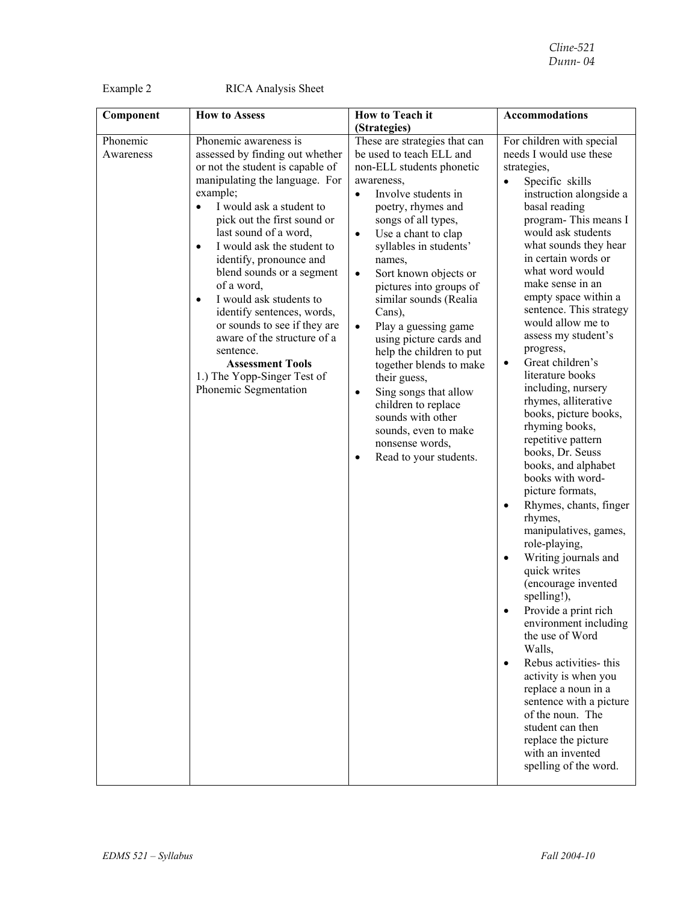Example 2 RICA Analysis Sheet

| Component | How to Assess | How to Teach it (Strategies) | Accommodations |
|---|---|---|---|
| Phonemic Awareness | Phonemic awareness is assessed by finding out whether or not the student is capable of manipulating the language. For example;<br>• I would ask a student to pick out the first sound or last sound of a word,<br>• I would ask the student to identify, pronounce and blend sounds or a segment of a word,<br>• I would ask students to identify sentences, words, or sounds to see if they are aware of the structure of a sentence.<br>**Assessment Tools**<br>1.) The Yopp-Singer Test of Phonemic Segmentation | These are strategies that can be used to teach ELL and non-ELL students phonetic awareness,<br>• Involve students in poetry, rhymes and songs of all types,<br>• Use a chant to clap syllables in students' names,<br>• Sort known objects or pictures into groups of similar sounds (Realia Cans),<br>• Play a guessing game using picture cards and help the children to put together blends to make their guess,<br>• Sing songs that allow children to replace sounds with other sounds, even to make nonsense words,<br>• Read to your students. | For children with special needs I would use these strategies,<br>• Specific skills instruction alongside a basal reading program- This means I would ask students what sounds they hear in certain words or what word would make sense in an empty space within a sentence. This strategy would allow me to assess my student's progress,<br>• Great children's literature books including, nursery rhymes, alliterative books, picture books, rhyming books, repetitive pattern books, Dr. Seuss books, and alphabet books with word-picture formats,<br>• Rhymes, chants, finger rhymes, manipulatives, games, role-playing,<br>• Writing journals and quick writes (encourage invented spelling!),<br>• Provide a print rich environment including the use of Word Walls,<br>• Rebus activities- this activity is when you replace a noun in a sentence with a picture of the noun. The student can then replace the picture with an invented spelling of the word. |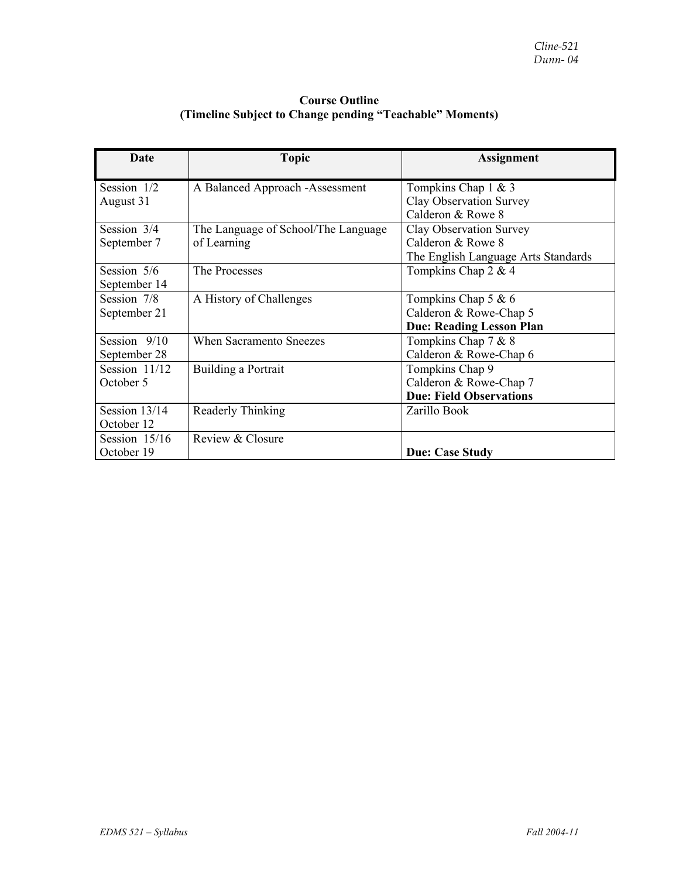**Course Outline**
**(Timeline Subject to Change pending "Teachable" Moments)**

| Date | Topic | Assignment |
|---|---|---|
| Session 1/2<br>August 31 | A Balanced Approach -Assessment | Tompkins Chap 1 & 3<br>Clay Observation Survey<br>Calderon & Rowe 8 |
| Session 3/4<br>September 7 | The Language of School/The Language of Learning | Clay Observation Survey<br>Calderon & Rowe 8<br>The English Language Arts Standards |
| Session 5/6<br>September 14 | The Processes | Tompkins Chap 2 & 4 |
| Session 7/8<br>September 21 | A History of Challenges | Tompkins Chap 5 & 6<br>Calderon & Rowe-Chap 5<br>**Due: Reading Lesson Plan** |
| Session 9/10<br>September 28 | When Sacramento Sneezes | Tompkins Chap 7 & 8<br>Calderon & Rowe-Chap 6 |
| Session 11/12<br>October 5 | Building a Portrait | Tompkins Chap 9<br>Calderon & Rowe-Chap 7<br>**Due: Field Observations** |
| Session 13/14<br>October 12 | Readerly Thinking | Zarillo Book |
| Session 15/16<br>October 19 | Review & Closure | **Due: Case Study** |